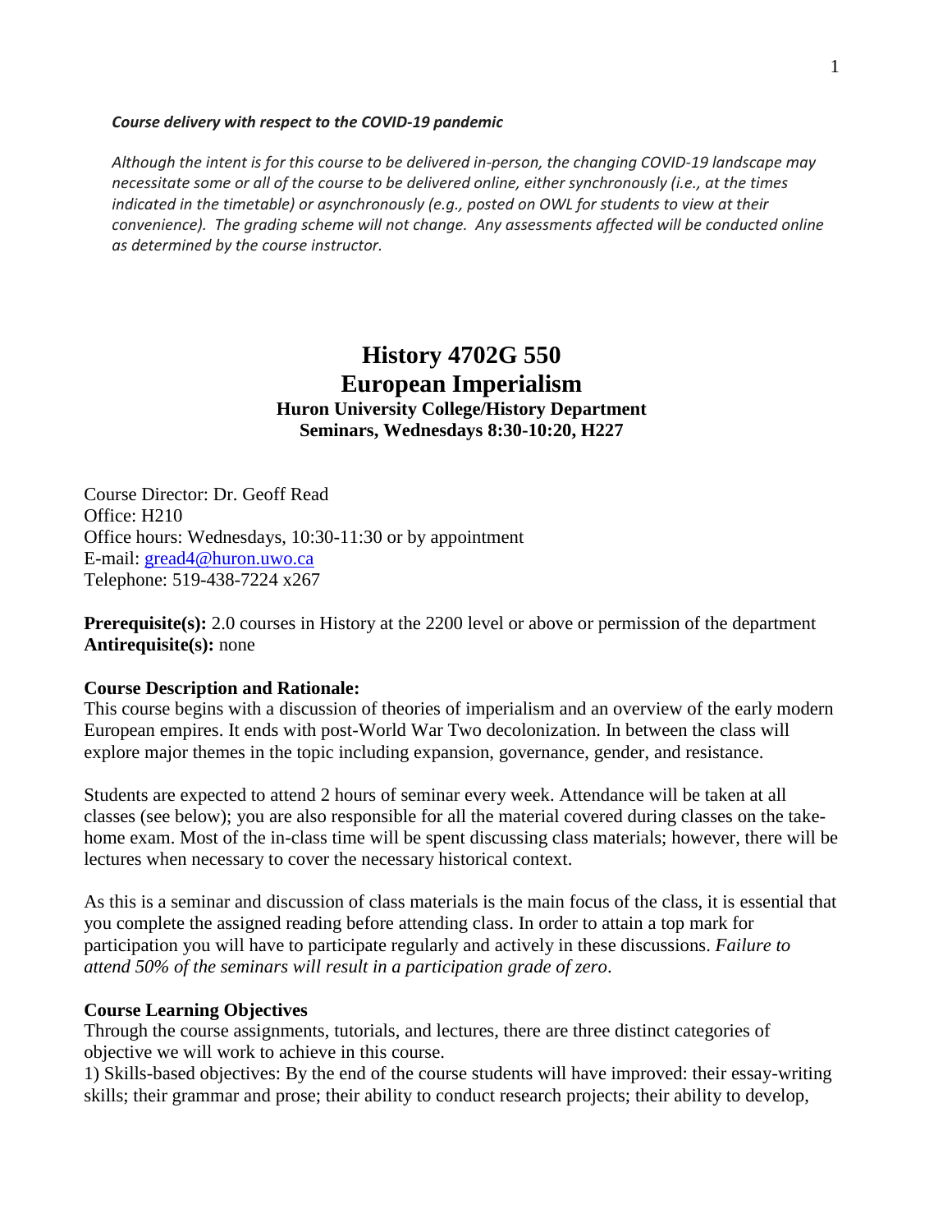***Course delivery with respect to the COVID-19 pandemic***

*Although the intent is for this course to be delivered in-person, the changing COVID-19 landscape may necessitate some or all of the course to be delivered online, either synchronously (i.e., at the times indicated in the timetable) or asynchronously (e.g., posted on OWL for students to view at their convenience). The grading scheme will not change. Any assessments affected will be conducted online as determined by the course instructor.*

# History 4702G 550
# European Imperialism
### Huron University College/History Department
### Seminars, Wednesdays 8:30-10:20, H227

Course Director: Dr. Geoff Read
Office: H210
Office hours: Wednesdays, 10:30-11:30 or by appointment
E-mail: gread4@huron.uwo.ca
Telephone: 519-438-7224 x267

**Prerequisite(s):** 2.0 courses in History at the 2200 level or above or permission of the department
**Antirequisite(s):** none

**Course Description and Rationale:**
This course begins with a discussion of theories of imperialism and an overview of the early modern European empires. It ends with post-World War Two decolonization. In between the class will explore major themes in the topic including expansion, governance, gender, and resistance.

Students are expected to attend 2 hours of seminar every week. Attendance will be taken at all classes (see below); you are also responsible for all the material covered during classes on the take-home exam. Most of the in-class time will be spent discussing class materials; however, there will be lectures when necessary to cover the necessary historical context.

As this is a seminar and discussion of class materials is the main focus of the class, it is essential that you complete the assigned reading before attending class. In order to attain a top mark for participation you will have to participate regularly and actively in these discussions. *Failure to attend 50% of the seminars will result in a participation grade of zero*.

**Course Learning Objectives**
Through the course assignments, tutorials, and lectures, there are three distinct categories of objective we will work to achieve in this course.
1) Skills-based objectives: By the end of the course students will have improved: their essay-writing skills; their grammar and prose; their ability to conduct research projects; their ability to develop,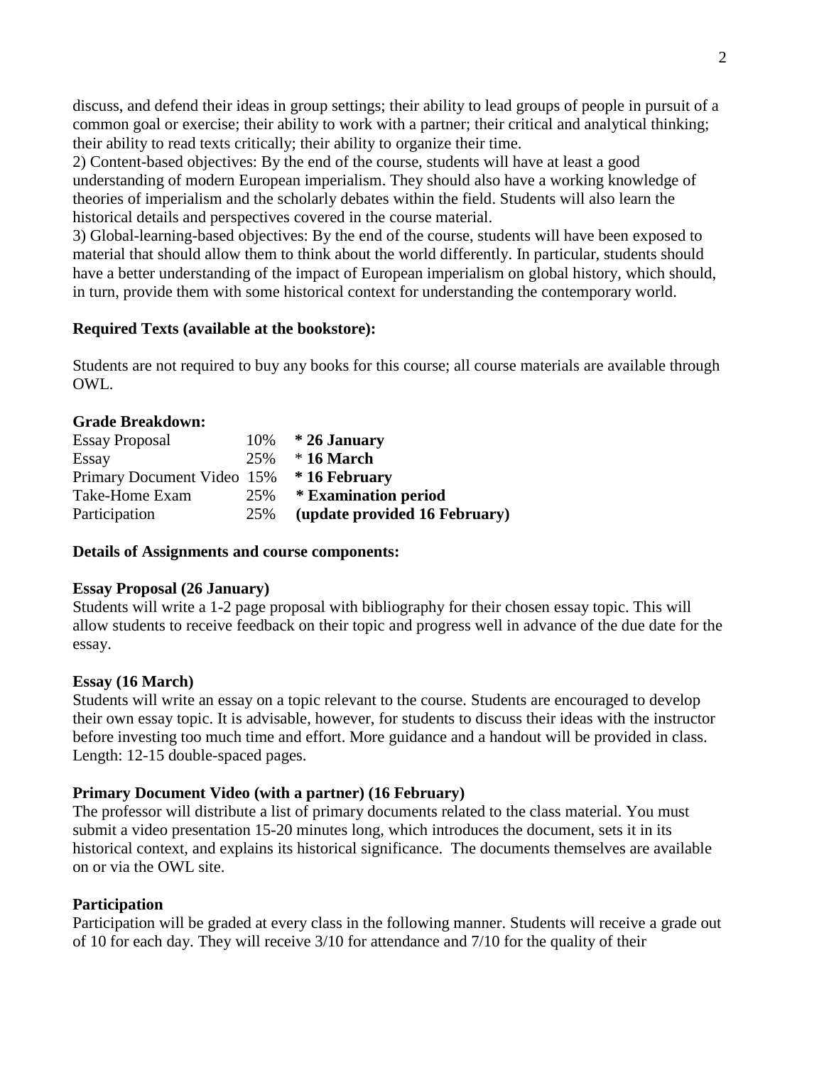discuss, and defend their ideas in group settings; their ability to lead groups of people in pursuit of a common goal or exercise; their ability to work with a partner; their critical and analytical thinking; their ability to read texts critically; their ability to organize their time.

2) Content-based objectives: By the end of the course, students will have at least a good understanding of modern European imperialism. They should also have a working knowledge of theories of imperialism and the scholarly debates within the field. Students will also learn the historical details and perspectives covered in the course material.

3) Global-learning-based objectives: By the end of the course, students will have been exposed to material that should allow them to think about the world differently. In particular, students should have a better understanding of the impact of European imperialism on global history, which should, in turn, provide them with some historical context for understanding the contemporary world.

**Required Texts (available at the bookstore):**

Students are not required to buy any books for this course; all course materials are available through OWL.

**Grade Breakdown:**

| | | |
|---|---|---|
| Essay Proposal | 10% | **\* 26 January** |
| Essay | 25% | \* **16 March** |
| Primary Document Video | 15% | **\* 16 February** |
| Take-Home Exam | 25% | **\* Examination period** |
| Participation | 25% | **(update provided 16 February)** |

**Details of Assignments and course components:**

**Essay Proposal (26 January)**

Students will write a 1-2 page proposal with bibliography for their chosen essay topic. This will allow students to receive feedback on their topic and progress well in advance of the due date for the essay.

**Essay (16 March)**

Students will write an essay on a topic relevant to the course. Students are encouraged to develop their own essay topic. It is advisable, however, for students to discuss their ideas with the instructor before investing too much time and effort. More guidance and a handout will be provided in class. Length: 12-15 double-spaced pages.

**Primary Document Video (with a partner) (16 February)**

The professor will distribute a list of primary documents related to the class material. You must submit a video presentation 15-20 minutes long, which introduces the document, sets it in its historical context, and explains its historical significance. The documents themselves are available on or via the OWL site.

**Participation**

Participation will be graded at every class in the following manner. Students will receive a grade out of 10 for each day. They will receive 3/10 for attendance and 7/10 for the quality of their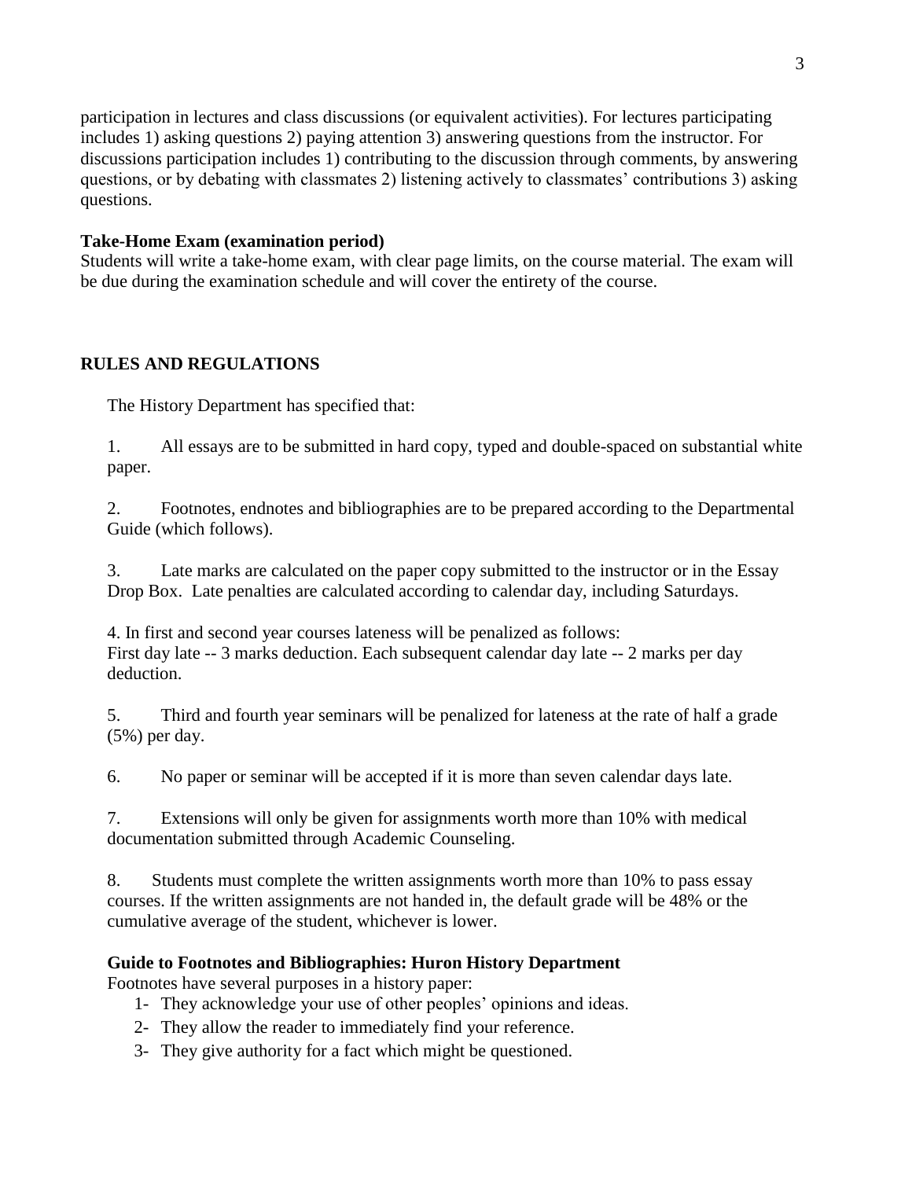participation in lectures and class discussions (or equivalent activities). For lectures participating includes 1) asking questions 2) paying attention 3) answering questions from the instructor. For discussions participation includes 1) contributing to the discussion through comments, by answering questions, or by debating with classmates 2) listening actively to classmates' contributions 3) asking questions.

**Take-Home Exam (examination period)**
Students will write a take-home exam, with clear page limits, on the course material. The exam will be due during the examination schedule and will cover the entirety of the course.

## RULES AND REGULATIONS

The History Department has specified that:

1. All essays are to be submitted in hard copy, typed and double-spaced on substantial white paper.

2. Footnotes, endnotes and bibliographies are to be prepared according to the Departmental Guide (which follows).

3. Late marks are calculated on the paper copy submitted to the instructor or in the Essay Drop Box. Late penalties are calculated according to calendar day, including Saturdays.

4. In first and second year courses lateness will be penalized as follows:
First day late -- 3 marks deduction. Each subsequent calendar day late -- 2 marks per day deduction.

5. Third and fourth year seminars will be penalized for lateness at the rate of half a grade (5%) per day.

6. No paper or seminar will be accepted if it is more than seven calendar days late.

7. Extensions will only be given for assignments worth more than 10% with medical documentation submitted through Academic Counseling.

8. Students must complete the written assignments worth more than 10% to pass essay courses. If the written assignments are not handed in, the default grade will be 48% or the cumulative average of the student, whichever is lower.

### Guide to Footnotes and Bibliographies: Huron History Department

Footnotes have several purposes in a history paper:

1- They acknowledge your use of other peoples' opinions and ideas.
2- They allow the reader to immediately find your reference.
3- They give authority for a fact which might be questioned.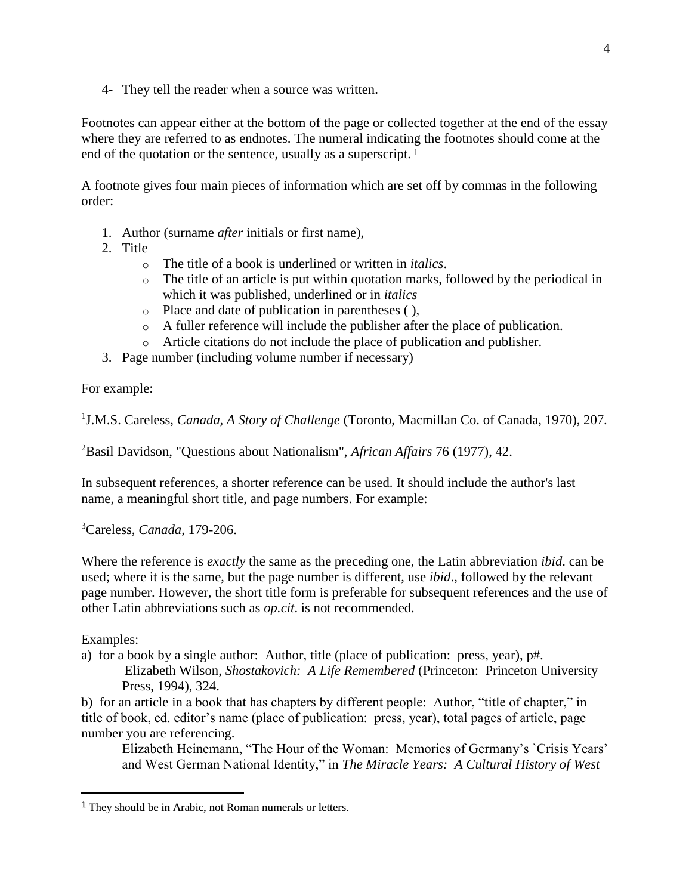4- They tell the reader when a source was written.

Footnotes can appear either at the bottom of the page or collected together at the end of the essay where they are referred to as endnotes. The numeral indicating the footnotes should come at the end of the quotation or the sentence, usually as a superscript. [1]

A footnote gives four main pieces of information which are set off by commas in the following order:

1. Author (surname *after* initials or first name),
2. Title
   - The title of a book is underlined or written in *italics*.
   - The title of an article is put within quotation marks, followed by the periodical in which it was published, underlined or in *italics*
   - Place and date of publication in parentheses ( ),
   - A fuller reference will include the publisher after the place of publication.
   - Article citations do not include the place of publication and publisher.
3. Page number (including volume number if necessary)

For example:

[1]J.M.S. Careless, *Canada, A Story of Challenge* (Toronto, Macmillan Co. of Canada, 1970), 207.

[2]Basil Davidson, "Questions about Nationalism", *African Affairs* 76 (1977), 42.

In subsequent references, a shorter reference can be used. It should include the author's last name, a meaningful short title, and page numbers. For example:

[3]Careless, *Canada*, 179-206.

Where the reference is *exactly* the same as the preceding one, the Latin abbreviation *ibid*. can be used; where it is the same, but the page number is different, use *ibid*., followed by the relevant page number. However, the short title form is preferable for subsequent references and the use of other Latin abbreviations such as *op.cit*. is not recommended.

Examples:

a) for a book by a single author: Author, title (place of publication: press, year), p#.
   Elizabeth Wilson, *Shostakovich: A Life Remembered* (Princeton: Princeton University Press, 1994), 324.

b) for an article in a book that has chapters by different people: Author, "title of chapter," in title of book, ed. editor's name (place of publication: press, year), total pages of article, page number you are referencing.
   Elizabeth Heinemann, "The Hour of the Woman: Memories of Germany's `Crisis Years' and West German National Identity," in *The Miracle Years: A Cultural History of West*

---

[1] They should be in Arabic, not Roman numerals or letters.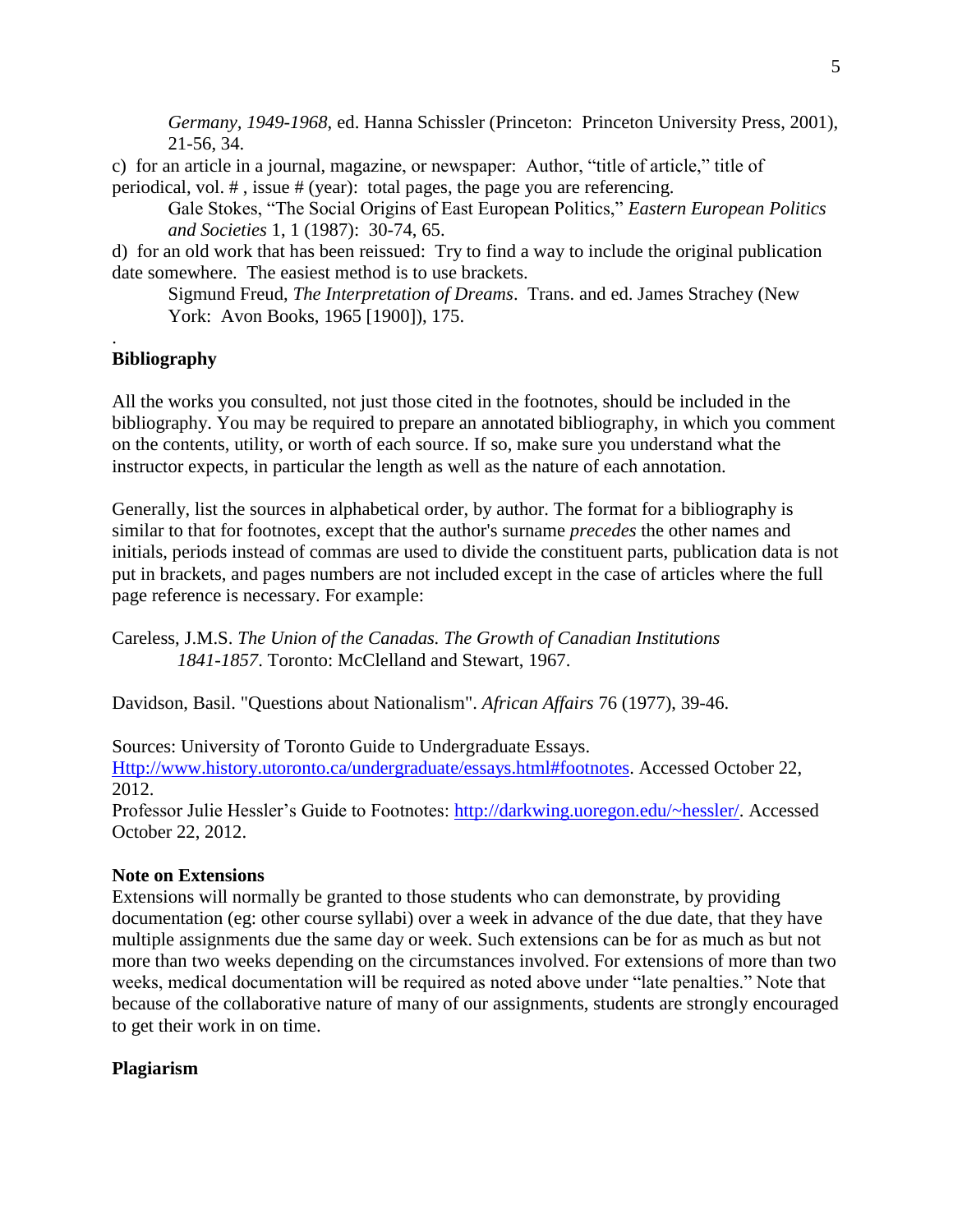*Germany, 1949-1968*, ed. Hanna Schissler (Princeton: Princeton University Press, 2001), 21-56, 34.

c) for an article in a journal, magazine, or newspaper: Author, "title of article," title of periodical, vol. # , issue # (year): total pages, the page you are referencing.

> Gale Stokes, "The Social Origins of East European Politics," *Eastern European Politics and Societies* 1, 1 (1987): 30-74, 65.

d) for an old work that has been reissued: Try to find a way to include the original publication date somewhere. The easiest method is to use brackets.

> Sigmund Freud, *The Interpretation of Dreams*. Trans. and ed. James Strachey (New York: Avon Books, 1965 [1900]), 175.

.

**Bibliography**

All the works you consulted, not just those cited in the footnotes, should be included in the bibliography. You may be required to prepare an annotated bibliography, in which you comment on the contents, utility, or worth of each source. If so, make sure you understand what the instructor expects, in particular the length as well as the nature of each annotation.

Generally, list the sources in alphabetical order, by author. The format for a bibliography is similar to that for footnotes, except that the author's surname *precedes* the other names and initials, periods instead of commas are used to divide the constituent parts, publication data is not put in brackets, and pages numbers are not included except in the case of articles where the full page reference is necessary. For example:

Careless, J.M.S. *The Union of the Canadas. The Growth of Canadian Institutions 1841-1857*. Toronto: McClelland and Stewart, 1967.

Davidson, Basil. "Questions about Nationalism". *African Affairs* 76 (1977), 39-46.

Sources: University of Toronto Guide to Undergraduate Essays. [Http://www.history.utoronto.ca/undergraduate/essays.html#footnotes](Http://www.history.utoronto.ca/undergraduate/essays.html#footnotes). Accessed October 22, 2012.
Professor Julie Hessler's Guide to Footnotes: [http://darkwing.uoregon.edu/~hessler/](http://darkwing.uoregon.edu/~hessler/). Accessed October 22, 2012.

**Note on Extensions**

Extensions will normally be granted to those students who can demonstrate, by providing documentation (eg: other course syllabi) over a week in advance of the due date, that they have multiple assignments due the same day or week. Such extensions can be for as much as but not more than two weeks depending on the circumstances involved. For extensions of more than two weeks, medical documentation will be required as noted above under "late penalties." Note that because of the collaborative nature of many of our assignments, students are strongly encouraged to get their work in on time.

**Plagiarism**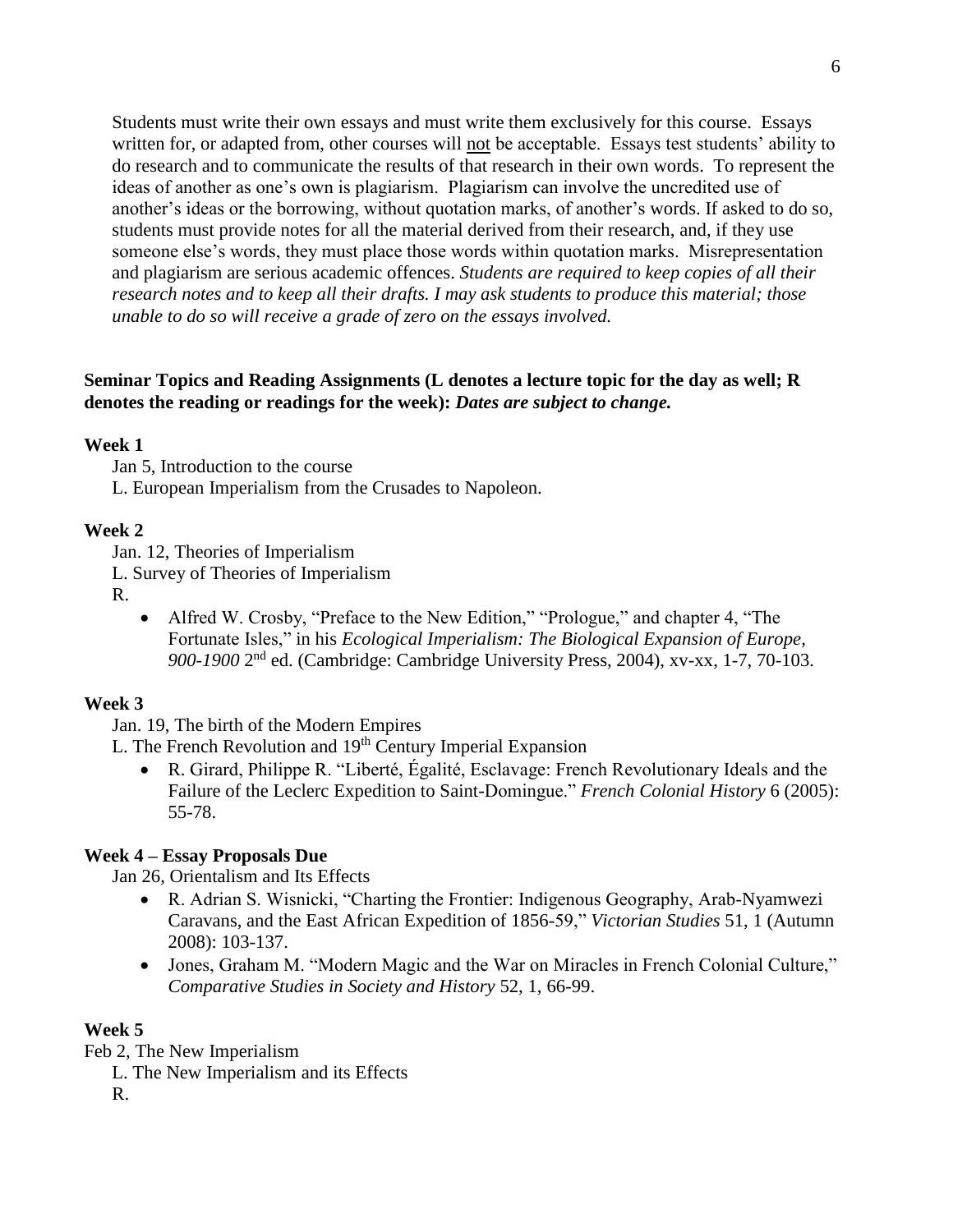Students must write their own essays and must write them exclusively for this course. Essays written for, or adapted from, other courses will <u>not</u> be acceptable. Essays test students' ability to do research and to communicate the results of that research in their own words. To represent the ideas of another as one's own is plagiarism. Plagiarism can involve the uncredited use of another's ideas or the borrowing, without quotation marks, of another's words. If asked to do so, students must provide notes for all the material derived from their research, and, if they use someone else's words, they must place those words within quotation marks. Misrepresentation and plagiarism are serious academic offences. *Students are required to keep copies of all their research notes and to keep all their drafts. I may ask students to produce this material; those unable to do so will receive a grade of zero on the essays involved.*

**Seminar Topics and Reading Assignments (L denotes a lecture topic for the day as well; R denotes the reading or readings for the week):** ***Dates are subject to change.***

**Week 1**

Jan 5, Introduction to the course

L. European Imperialism from the Crusades to Napoleon.

**Week 2**

Jan. 12, Theories of Imperialism

L. Survey of Theories of Imperialism

R.

- Alfred W. Crosby, "Preface to the New Edition," "Prologue," and chapter 4, "The Fortunate Isles," in his *Ecological Imperialism: The Biological Expansion of Europe, 900-1900* 2nd ed. (Cambridge: Cambridge University Press, 2004), xv-xx, 1-7, 70-103.

**Week 3**

Jan. 19, The birth of the Modern Empires

L. The French Revolution and 19th Century Imperial Expansion

- R. Girard, Philippe R. "Liberté, Égalité, Esclavage: French Revolutionary Ideals and the Failure of the Leclerc Expedition to Saint-Domingue." *French Colonial History* 6 (2005): 55-78.

**Week 4 – Essay Proposals Due**

Jan 26, Orientalism and Its Effects

- R. Adrian S. Wisnicki, "Charting the Frontier: Indigenous Geography, Arab-Nyamwezi Caravans, and the East African Expedition of 1856-59," *Victorian Studies* 51, 1 (Autumn 2008): 103-137.
- Jones, Graham M. "Modern Magic and the War on Miracles in French Colonial Culture," *Comparative Studies in Society and History* 52, 1, 66-99.

**Week 5**

Feb 2, The New Imperialism

L. The New Imperialism and its Effects

R.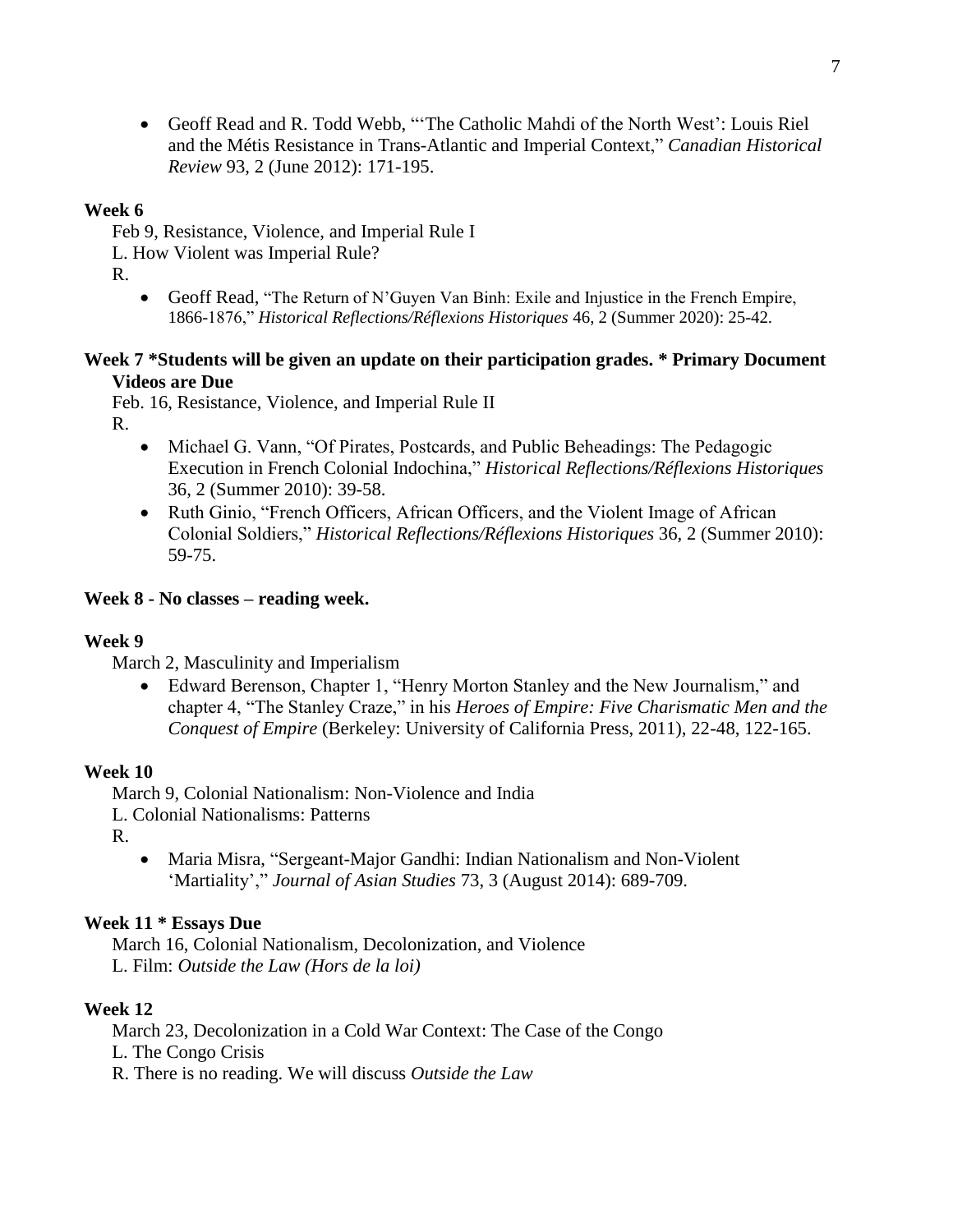- Geoff Read and R. Todd Webb, "'The Catholic Mahdi of the North West': Louis Riel and the Métis Resistance in Trans-Atlantic and Imperial Context," *Canadian Historical Review* 93, 2 (June 2012): 171-195.

**Week 6**

Feb 9, Resistance, Violence, and Imperial Rule I

L. How Violent was Imperial Rule?

R.

- Geoff Read, "The Return of N'Guyen Van Binh: Exile and Injustice in the French Empire, 1866-1876," *Historical Reflections/Réflexions Historiques* 46, 2 (Summer 2020): 25-42.

**Week 7 *Students will be given an update on their participation grades. * Primary Document Videos are Due**

Feb. 16, Resistance, Violence, and Imperial Rule II

R.

- Michael G. Vann, "Of Pirates, Postcards, and Public Beheadings: The Pedagogic Execution in French Colonial Indochina," *Historical Reflections/Réflexions Historiques* 36, 2 (Summer 2010): 39-58.
- Ruth Ginio, "French Officers, African Officers, and the Violent Image of African Colonial Soldiers," *Historical Reflections/Réflexions Historiques* 36, 2 (Summer 2010): 59-75.

**Week 8 - No classes – reading week.**

**Week 9**

March 2, Masculinity and Imperialism

- Edward Berenson, Chapter 1, "Henry Morton Stanley and the New Journalism," and chapter 4, "The Stanley Craze," in his *Heroes of Empire: Five Charismatic Men and the Conquest of Empire* (Berkeley: University of California Press, 2011), 22-48, 122-165.

**Week 10**

March 9, Colonial Nationalism: Non-Violence and India

L. Colonial Nationalisms: Patterns

R.

- Maria Misra, "Sergeant-Major Gandhi: Indian Nationalism and Non-Violent 'Martiality'," *Journal of Asian Studies* 73, 3 (August 2014): 689-709.

**Week 11 * Essays Due**

March 16, Colonial Nationalism, Decolonization, and Violence

L. Film: *Outside the Law (Hors de la loi)*

**Week 12**

March 23, Decolonization in a Cold War Context: The Case of the Congo

L. The Congo Crisis

R. There is no reading. We will discuss *Outside the Law*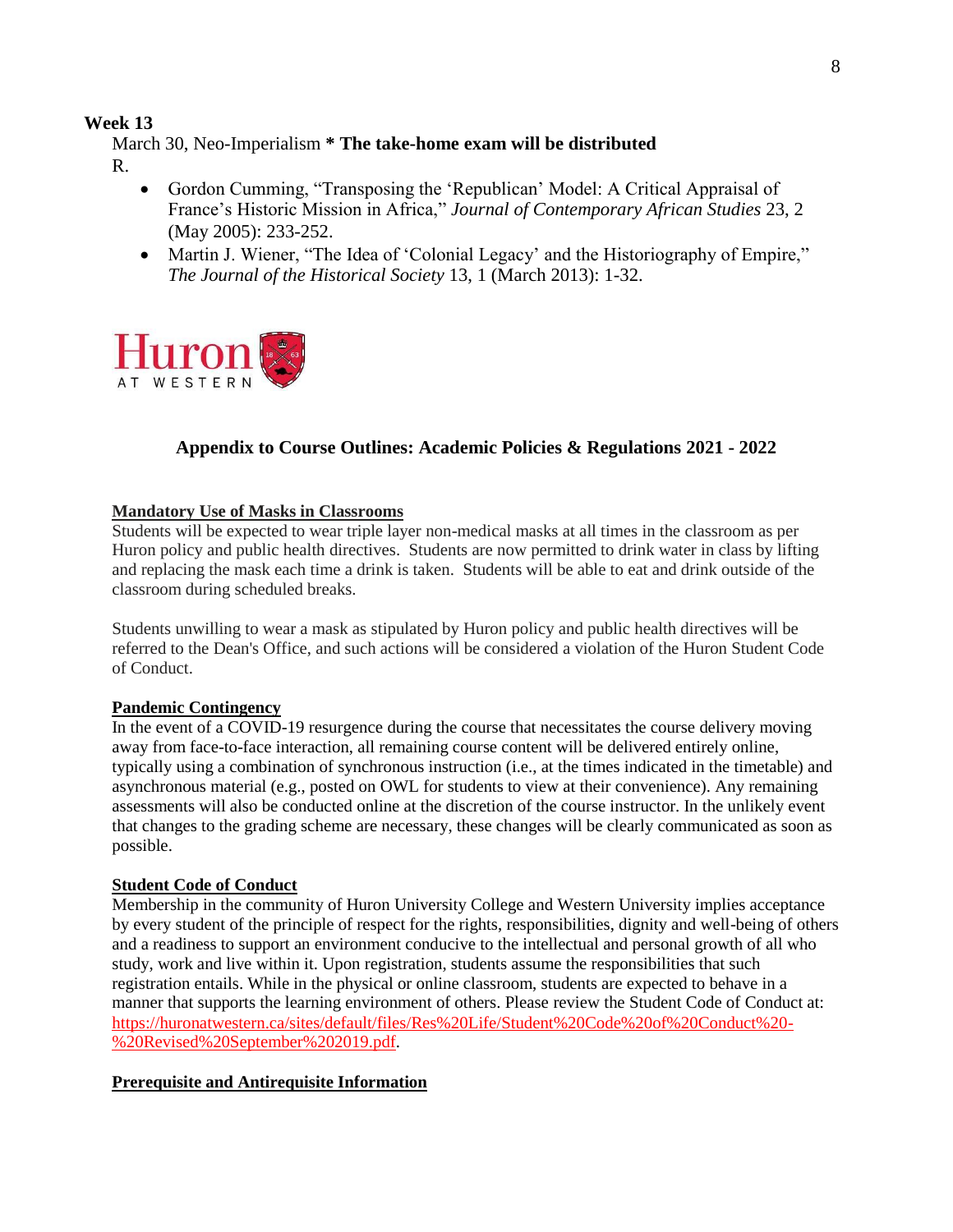**Week 13**

March 30, Neo-Imperialism **\* The take-home exam will be distributed**

R.

- Gordon Cumming, "Transposing the 'Republican' Model: A Critical Appraisal of France's Historic Mission in Africa," *Journal of Contemporary African Studies* 23, 2 (May 2005): 233-252.
- Martin J. Wiener, "The Idea of 'Colonial Legacy' and the Historiography of Empire," *The Journal of the Historical Society* 13, 1 (March 2013): 1-32.

Huron AT WESTERN

## Appendix to Course Outlines: Academic Policies & Regulations 2021 - 2022

**Mandatory Use of Masks in Classrooms**

Students will be expected to wear triple layer non-medical masks at all times in the classroom as per Huron policy and public health directives. Students are now permitted to drink water in class by lifting and replacing the mask each time a drink is taken. Students will be able to eat and drink outside of the classroom during scheduled breaks.

Students unwilling to wear a mask as stipulated by Huron policy and public health directives will be referred to the Dean's Office, and such actions will be considered a violation of the Huron Student Code of Conduct.

**Pandemic Contingency**

In the event of a COVID-19 resurgence during the course that necessitates the course delivery moving away from face-to-face interaction, all remaining course content will be delivered entirely online, typically using a combination of synchronous instruction (i.e., at the times indicated in the timetable) and asynchronous material (e.g., posted on OWL for students to view at their convenience). Any remaining assessments will also be conducted online at the discretion of the course instructor. In the unlikely event that changes to the grading scheme are necessary, these changes will be clearly communicated as soon as possible.

**Student Code of Conduct**

Membership in the community of Huron University College and Western University implies acceptance by every student of the principle of respect for the rights, responsibilities, dignity and well-being of others and a readiness to support an environment conducive to the intellectual and personal growth of all who study, work and live within it. Upon registration, students assume the responsibilities that such registration entails. While in the physical or online classroom, students are expected to behave in a manner that supports the learning environment of others. Please review the Student Code of Conduct at: https://huronatwestern.ca/sites/default/files/Res%20Life/Student%20Code%20of%20Conduct%20-%20Revised%20September%202019.pdf.

**Prerequisite and Antirequisite Information**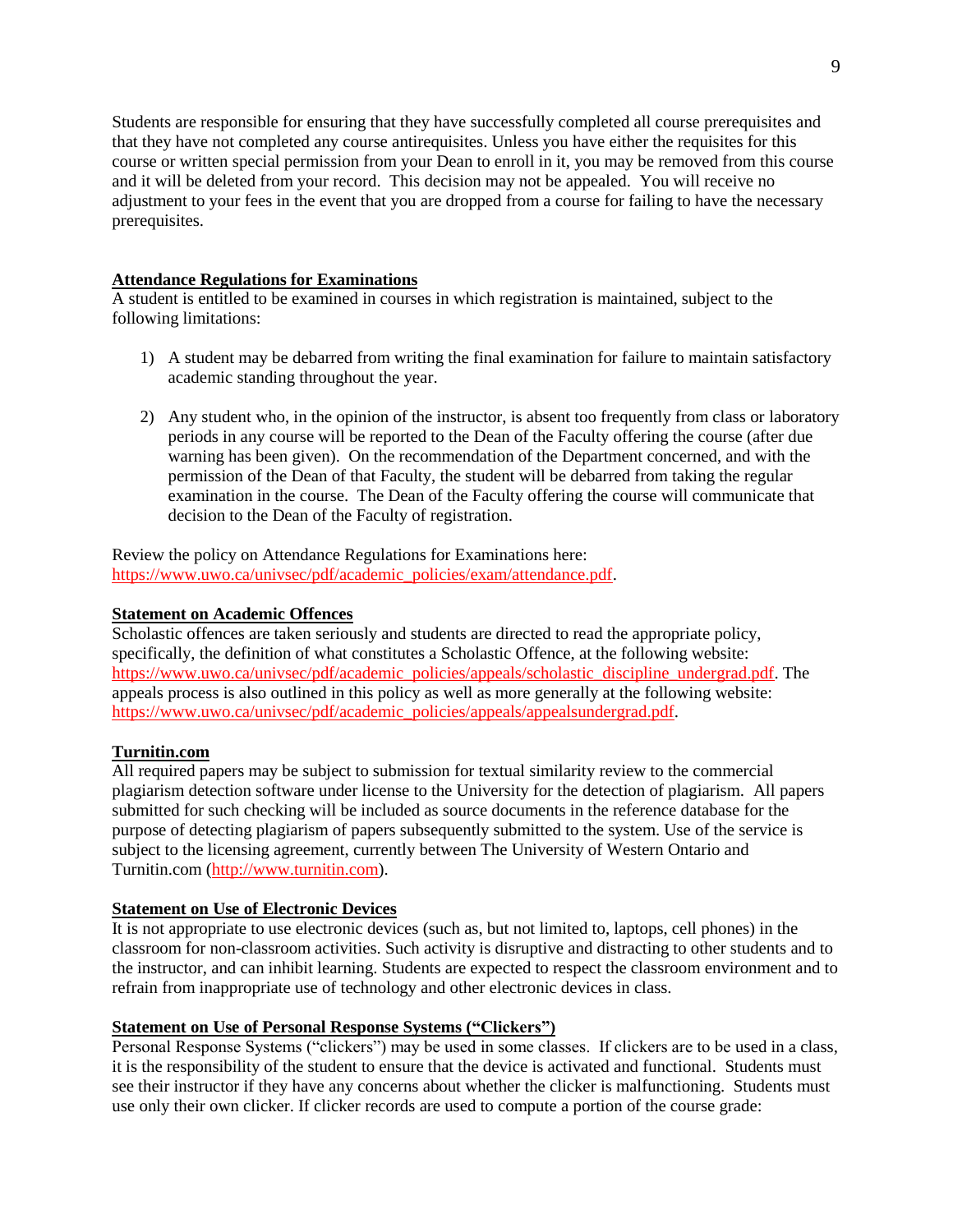Students are responsible for ensuring that they have successfully completed all course prerequisites and that they have not completed any course antirequisites. Unless you have either the requisites for this course or written special permission from your Dean to enroll in it, you may be removed from this course and it will be deleted from your record. This decision may not be appealed. You will receive no adjustment to your fees in the event that you are dropped from a course for failing to have the necessary prerequisites.

**Attendance Regulations for Examinations**

A student is entitled to be examined in courses in which registration is maintained, subject to the following limitations:

1) A student may be debarred from writing the final examination for failure to maintain satisfactory academic standing throughout the year.

2) Any student who, in the opinion of the instructor, is absent too frequently from class or laboratory periods in any course will be reported to the Dean of the Faculty offering the course (after due warning has been given). On the recommendation of the Department concerned, and with the permission of the Dean of that Faculty, the student will be debarred from taking the regular examination in the course. The Dean of the Faculty offering the course will communicate that decision to the Dean of the Faculty of registration.

Review the policy on Attendance Regulations for Examinations here: https://www.uwo.ca/univsec/pdf/academic_policies/exam/attendance.pdf.

**Statement on Academic Offences**

Scholastic offences are taken seriously and students are directed to read the appropriate policy, specifically, the definition of what constitutes a Scholastic Offence, at the following website: https://www.uwo.ca/univsec/pdf/academic_policies/appeals/scholastic_discipline_undergrad.pdf. The appeals process is also outlined in this policy as well as more generally at the following website: https://www.uwo.ca/univsec/pdf/academic_policies/appeals/appealsundergrad.pdf.

**Turnitin.com**

All required papers may be subject to submission for textual similarity review to the commercial plagiarism detection software under license to the University for the detection of plagiarism. All papers submitted for such checking will be included as source documents in the reference database for the purpose of detecting plagiarism of papers subsequently submitted to the system. Use of the service is subject to the licensing agreement, currently between The University of Western Ontario and Turnitin.com (http://www.turnitin.com).

**Statement on Use of Electronic Devices**

It is not appropriate to use electronic devices (such as, but not limited to, laptops, cell phones) in the classroom for non-classroom activities. Such activity is disruptive and distracting to other students and to the instructor, and can inhibit learning. Students are expected to respect the classroom environment and to refrain from inappropriate use of technology and other electronic devices in class.

**Statement on Use of Personal Response Systems ("Clickers")**

Personal Response Systems ("clickers") may be used in some classes. If clickers are to be used in a class, it is the responsibility of the student to ensure that the device is activated and functional. Students must see their instructor if they have any concerns about whether the clicker is malfunctioning. Students must use only their own clicker. If clicker records are used to compute a portion of the course grade: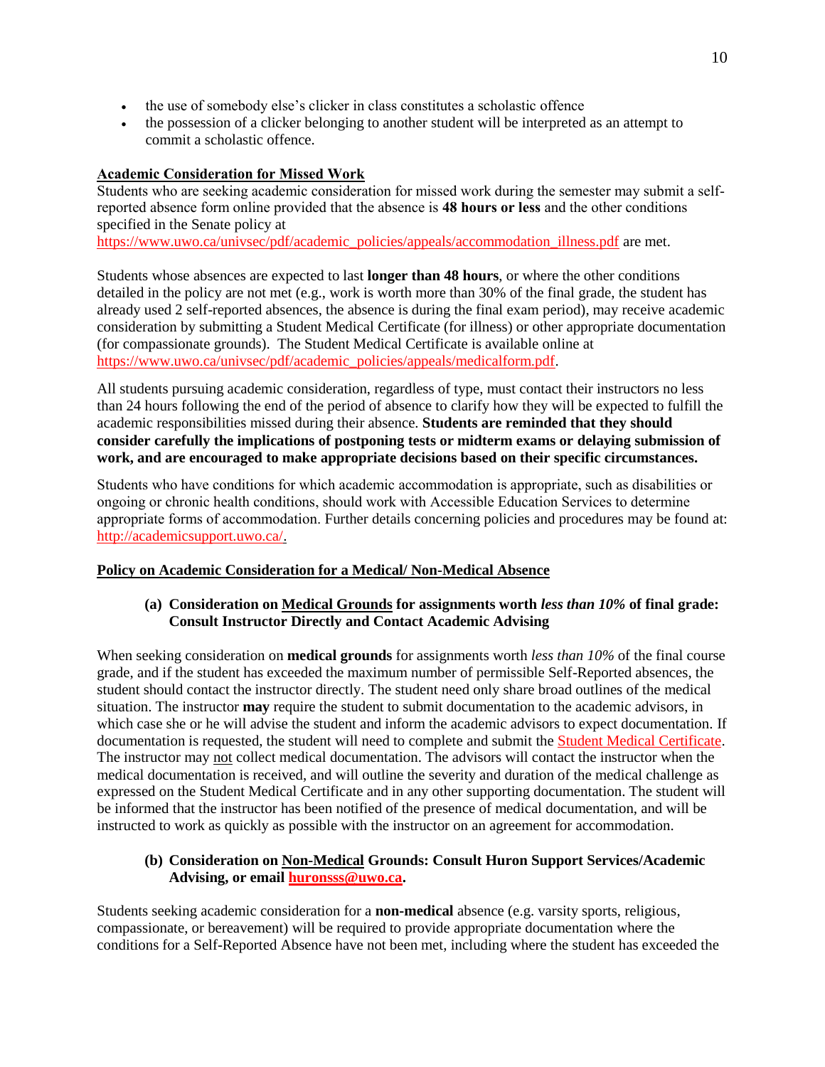- the use of somebody else's clicker in class constitutes a scholastic offence
- the possession of a clicker belonging to another student will be interpreted as an attempt to commit a scholastic offence.

**Academic Consideration for Missed Work**

Students who are seeking academic consideration for missed work during the semester may submit a self-reported absence form online provided that the absence is **48 hours or less** and the other conditions specified in the Senate policy at https://www.uwo.ca/univsec/pdf/academic_policies/appeals/accommodation_illness.pdf are met.

Students whose absences are expected to last **longer than 48 hours**, or where the other conditions detailed in the policy are not met (e.g., work is worth more than 30% of the final grade, the student has already used 2 self-reported absences, the absence is during the final exam period), may receive academic consideration by submitting a Student Medical Certificate (for illness) or other appropriate documentation (for compassionate grounds). The Student Medical Certificate is available online at https://www.uwo.ca/univsec/pdf/academic_policies/appeals/medicalform.pdf.

All students pursuing academic consideration, regardless of type, must contact their instructors no less than 24 hours following the end of the period of absence to clarify how they will be expected to fulfill the academic responsibilities missed during their absence. **Students are reminded that they should consider carefully the implications of postponing tests or midterm exams or delaying submission of work, and are encouraged to make appropriate decisions based on their specific circumstances.**

Students who have conditions for which academic accommodation is appropriate, such as disabilities or ongoing or chronic health conditions, should work with Accessible Education Services to determine appropriate forms of accommodation. Further details concerning policies and procedures may be found at: http://academicsupport.uwo.ca/.

**Policy on Academic Consideration for a Medical/ Non-Medical Absence**

**(a) Consideration on Medical Grounds for assignments worth *less than 10%* of final grade: Consult Instructor Directly and Contact Academic Advising**

When seeking consideration on **medical grounds** for assignments worth *less than 10%* of the final course grade, and if the student has exceeded the maximum number of permissible Self-Reported absences, the student should contact the instructor directly. The student need only share broad outlines of the medical situation. The instructor **may** require the student to submit documentation to the academic advisors, in which case she or he will advise the student and inform the academic advisors to expect documentation. If documentation is requested, the student will need to complete and submit the Student Medical Certificate. The instructor may not collect medical documentation. The advisors will contact the instructor when the medical documentation is received, and will outline the severity and duration of the medical challenge as expressed on the Student Medical Certificate and in any other supporting documentation. The student will be informed that the instructor has been notified of the presence of medical documentation, and will be instructed to work as quickly as possible with the instructor on an agreement for accommodation.

**(b) Consideration on Non-Medical Grounds: Consult Huron Support Services/Academic Advising, or email huronsss@uwo.ca.**

Students seeking academic consideration for a **non-medical** absence (e.g. varsity sports, religious, compassionate, or bereavement) will be required to provide appropriate documentation where the conditions for a Self-Reported Absence have not been met, including where the student has exceeded the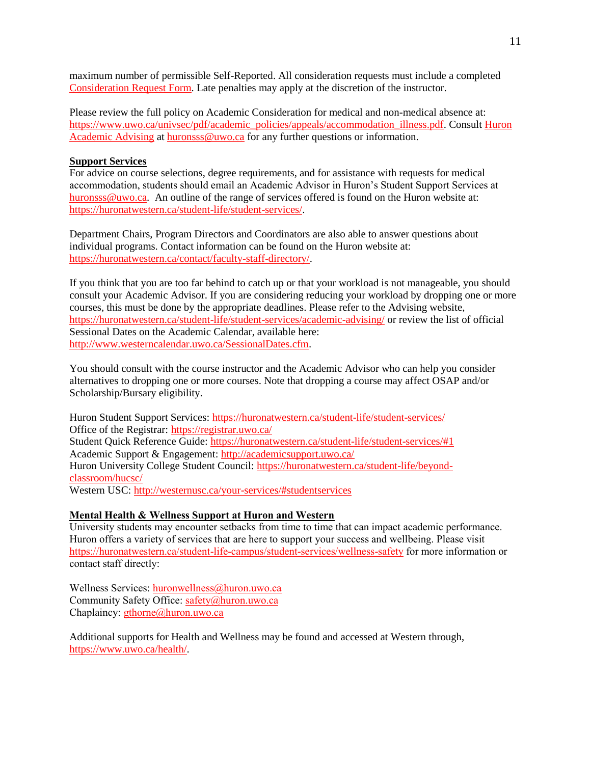maximum number of permissible Self-Reported. All consideration requests must include a completed Consideration Request Form. Late penalties may apply at the discretion of the instructor.

Please review the full policy on Academic Consideration for medical and non-medical absence at: https://www.uwo.ca/univsec/pdf/academic_policies/appeals/accommodation_illness.pdf. Consult Huron Academic Advising at huronsss@uwo.ca for any further questions or information.

**Support Services**

For advice on course selections, degree requirements, and for assistance with requests for medical accommodation, students should email an Academic Advisor in Huron's Student Support Services at huronsss@uwo.ca. An outline of the range of services offered is found on the Huron website at: https://huronatwestern.ca/student-life/student-services/.

Department Chairs, Program Directors and Coordinators are also able to answer questions about individual programs. Contact information can be found on the Huron website at: https://huronatwestern.ca/contact/faculty-staff-directory/.

If you think that you are too far behind to catch up or that your workload is not manageable, you should consult your Academic Advisor. If you are considering reducing your workload by dropping one or more courses, this must be done by the appropriate deadlines. Please refer to the Advising website, https://huronatwestern.ca/student-life/student-services/academic-advising/ or review the list of official Sessional Dates on the Academic Calendar, available here: http://www.westerncalendar.uwo.ca/SessionalDates.cfm.

You should consult with the course instructor and the Academic Advisor who can help you consider alternatives to dropping one or more courses. Note that dropping a course may affect OSAP and/or Scholarship/Bursary eligibility.

Huron Student Support Services: https://huronatwestern.ca/student-life/student-services/
Office of the Registrar: https://registrar.uwo.ca/
Student Quick Reference Guide: https://huronatwestern.ca/student-life/student-services/#1
Academic Support & Engagement: http://academicsupport.uwo.ca/
Huron University College Student Council: https://huronatwestern.ca/student-life/beyond-classroom/hucsc/
Western USC: http://westernusc.ca/your-services/#studentservices

**Mental Health & Wellness Support at Huron and Western**

University students may encounter setbacks from time to time that can impact academic performance. Huron offers a variety of services that are here to support your success and wellbeing. Please visit https://huronatwestern.ca/student-life-campus/student-services/wellness-safety for more information or contact staff directly:

Wellness Services: huronwellness@huron.uwo.ca
Community Safety Office: safety@huron.uwo.ca
Chaplaincy: gthorne@huron.uwo.ca

Additional supports for Health and Wellness may be found and accessed at Western through, https://www.uwo.ca/health/.